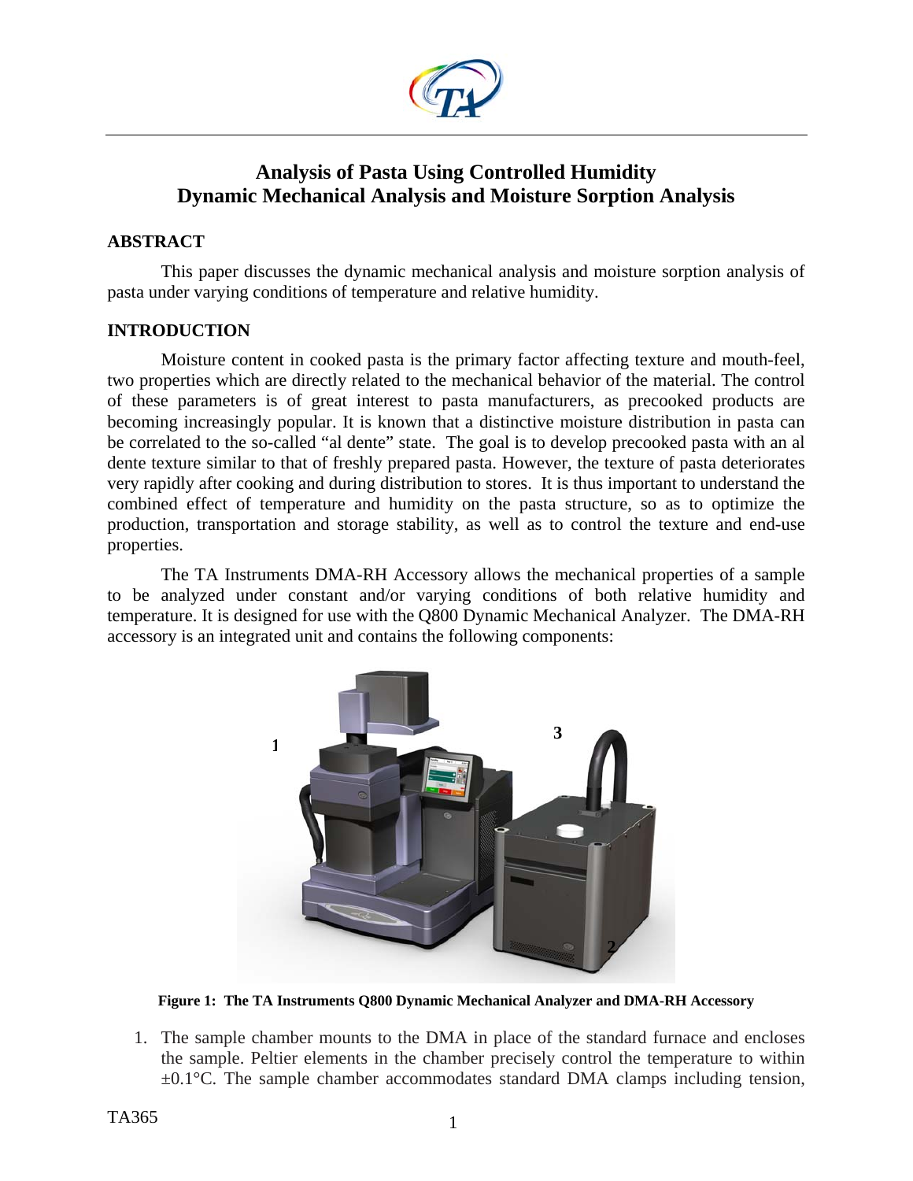# Analysis of Pasta Using Controlled Humidity Dynamic Mechanical Analysis and Moisture Sorption Analysis

## ABSTRACT

This paper discusses the dynamic mechanical analysis and moisture sorption analysis of pasta under varying conditions of temperature and relative humidity.

## INTRODUCTION

Moisture content in cooked pasta is the primary factor affecting texture and mouth-feel, two properties which are directly related to the mechanical behavior of the material. The control of these parameters is of great interest to pasta manufacturers, as precooked products are becoming increasingly popular. It is known that a distinctive moisture distribution in pasta can be correlated to the so-called "al dente" state. The goal is to develop precooked pasta with an al dente texture similar to that of freshly prepared pasta. However, the texture of pasta deteriorates very rapidly after cooking and during distribution to stores. It is thus important to understand the combined effect of temperature and humidity on the pasta structure, so as to optimize the production, transportation and storage stability, as well as to control the texture and end-use properties.

The TA Instruments DMA-RH Accessory allows the mechanical properties of a sample to be analyzed under constant and/or varying conditions of both relative humidity and temperature. It is designed for use with the Q800 Dynamic Mechanical Analyzer. The DMA-RH accessory is an integrated unit and contains the following components:

**Figure 1: The TA Instruments Q800 Dynamic Mechanical Analyzer and DMA-RH Accessory**

1. The sample chamber mounts to the DMA in place of the standard furnace and encloses the sample. Peltier elements in the chamber precisely control the temperature to within ±0.1°C. The sample chamber accommodates standard DMA clamps including tension,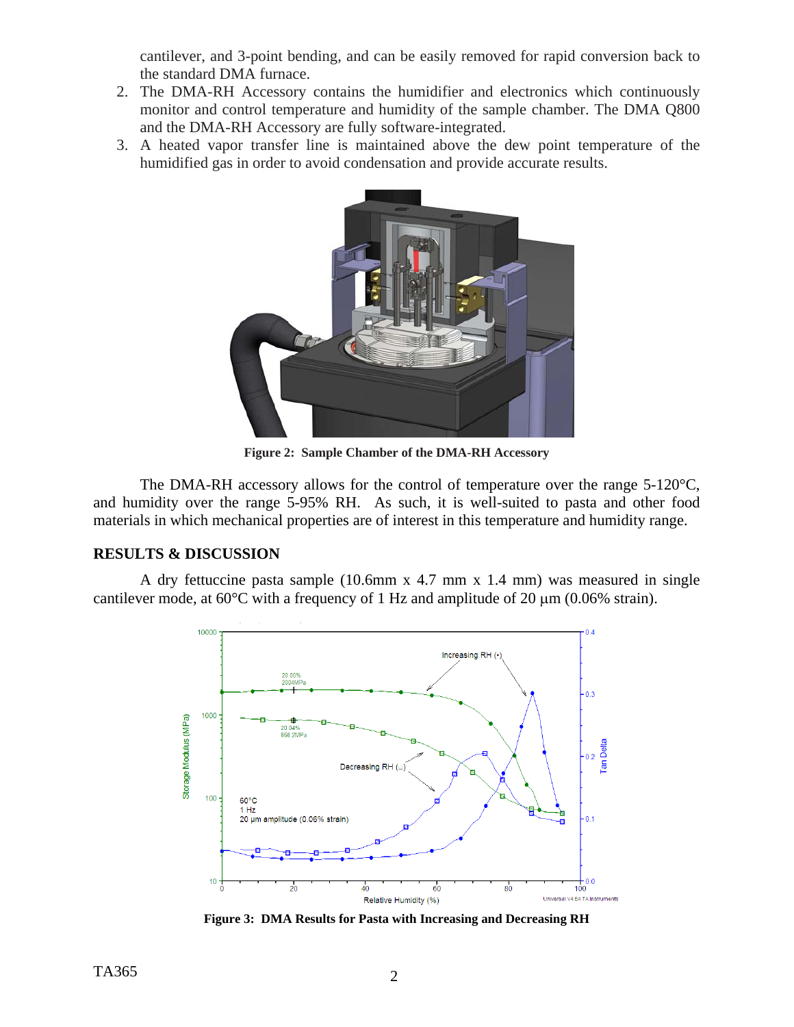cantilever, and 3-point bending, and can be easily removed for rapid conversion back to the standard DMA furnace.

2. The DMA-RH Accessory contains the humidifier and electronics which continuously monitor and control temperature and humidity of the sample chamber. The DMA Q800 and the DMA-RH Accessory are fully software-integrated.
3. A heated vapor transfer line is maintained above the dew point temperature of the humidified gas in order to avoid condensation and provide accurate results.

**Figure 2: Sample Chamber of the DMA-RH Accessory**

The DMA-RH accessory allows for the control of temperature over the range 5-120°C, and humidity over the range 5-95% RH. As such, it is well-suited to pasta and other food materials in which mechanical properties are of interest in this temperature and humidity range.

## RESULTS & DISCUSSION

A dry fettuccine pasta sample (10.6mm x 4.7 mm x 1.4 mm) was measured in single cantilever mode, at 60°C with a frequency of 1 Hz and amplitude of 20 µm (0.06% strain).

**Figure 3: DMA Results for Pasta with Increasing and Decreasing RH**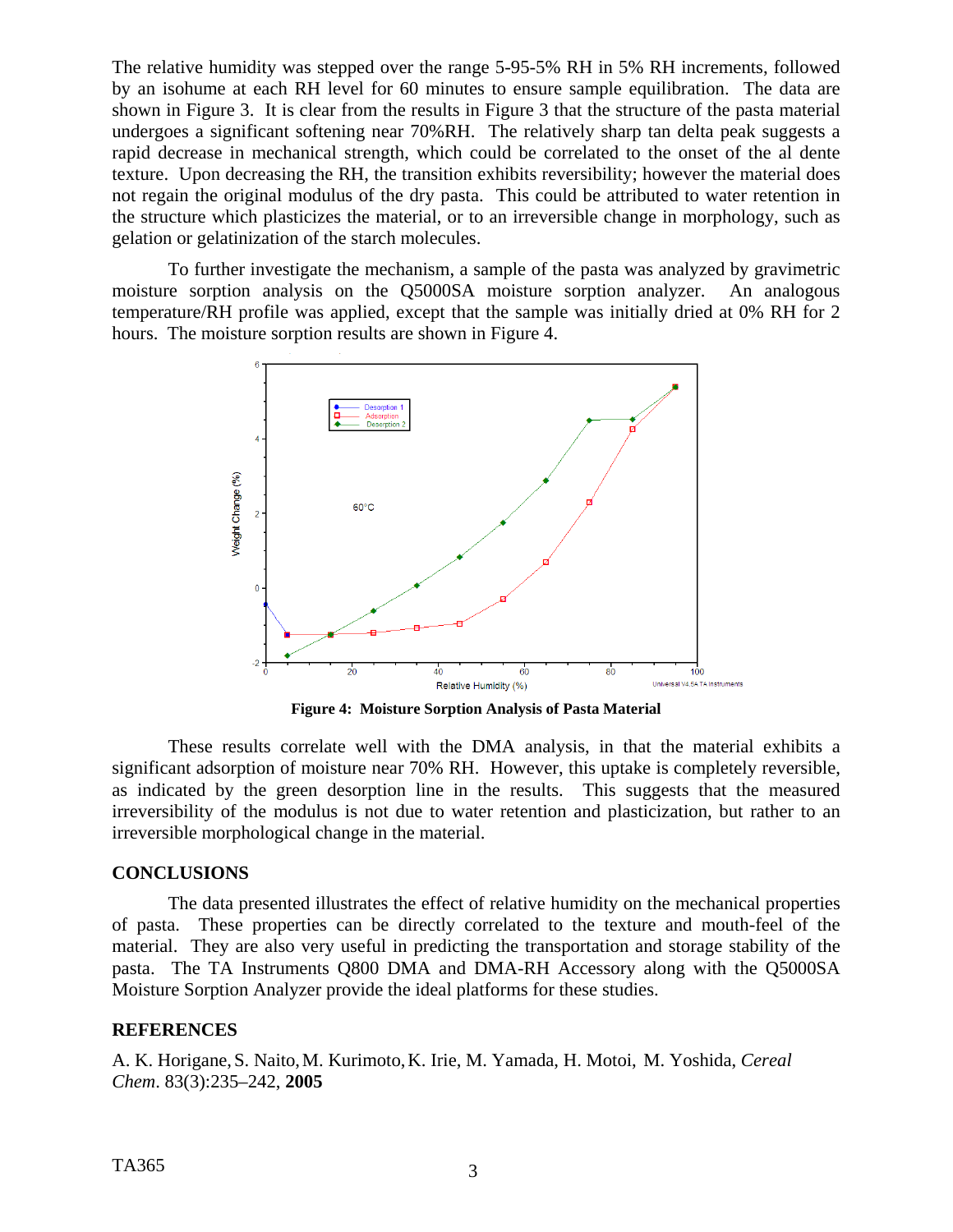The relative humidity was stepped over the range 5-95-5% RH in 5% RH increments, followed by an isohume at each RH level for 60 minutes to ensure sample equilibration. The data are shown in Figure 3. It is clear from the results in Figure 3 that the structure of the pasta material undergoes a significant softening near 70%RH. The relatively sharp tan delta peak suggests a rapid decrease in mechanical strength, which could be correlated to the onset of the al dente texture. Upon decreasing the RH, the transition exhibits reversibility; however the material does not regain the original modulus of the dry pasta. This could be attributed to water retention in the structure which plasticizes the material, or to an irreversible change in morphology, such as gelation or gelatinization of the starch molecules.

To further investigate the mechanism, a sample of the pasta was analyzed by gravimetric moisture sorption analysis on the Q5000SA moisture sorption analyzer. An analogous temperature/RH profile was applied, except that the sample was initially dried at 0% RH for 2 hours. The moisture sorption results are shown in Figure 4.

**Figure 4: Moisture Sorption Analysis of Pasta Material**

These results correlate well with the DMA analysis, in that the material exhibits a significant adsorption of moisture near 70% RH. However, this uptake is completely reversible, as indicated by the green desorption line in the results. This suggests that the measured irreversibility of the modulus is not due to water retention and plasticization, but rather to an irreversible morphological change in the material.

## CONCLUSIONS

The data presented illustrates the effect of relative humidity on the mechanical properties of pasta. These properties can be directly correlated to the texture and mouth-feel of the material. They are also very useful in predicting the transportation and storage stability of the pasta. The TA Instruments Q800 DMA and DMA-RH Accessory along with the Q5000SA Moisture Sorption Analyzer provide the ideal platforms for these studies.

## REFERENCES

A. K. Horigane, S. Naito, M. Kurimoto, K. Irie, M. Yamada, H. Motoi, M. Yoshida, *Cereal Chem*. 83(3):235–242, **2005**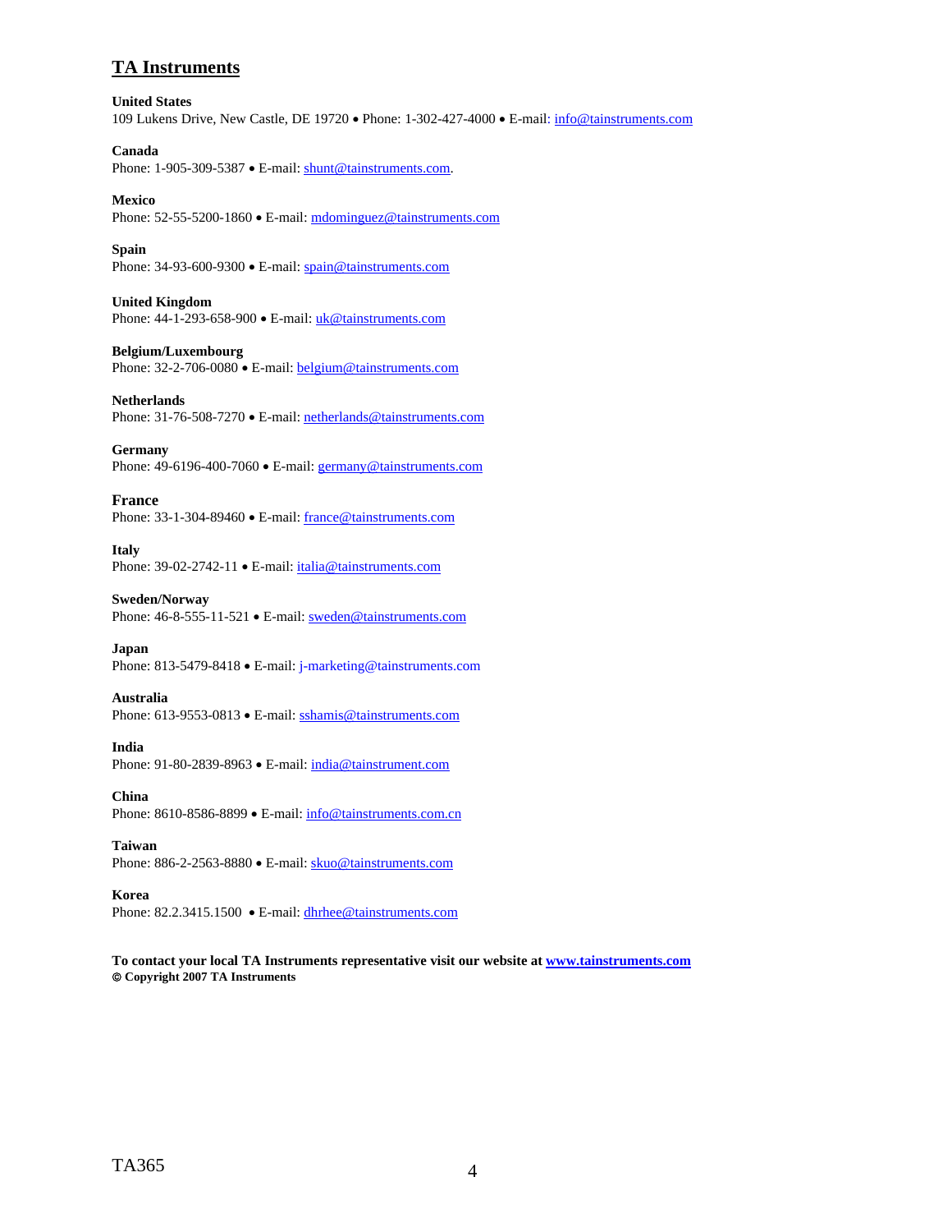## TA Instruments

**United States**
109 Lukens Drive, New Castle, DE 19720 • Phone: 1-302-427-4000 • E-mail: info@tainstruments.com

**Canada**
Phone: 1-905-309-5387 • E-mail: shunt@tainstruments.com.

**Mexico**
Phone: 52-55-5200-1860 • E-mail: mdominguez@tainstruments.com

**Spain**
Phone: 34-93-600-9300 • E-mail: spain@tainstruments.com

**United Kingdom**
Phone: 44-1-293-658-900 • E-mail: uk@tainstruments.com

**Belgium/Luxembourg**
Phone: 32-2-706-0080 • E-mail: belgium@tainstruments.com

**Netherlands**
Phone: 31-76-508-7270 • E-mail: netherlands@tainstruments.com

**Germany**
Phone: 49-6196-400-7060 • E-mail: germany@tainstruments.com

**France**
Phone: 33-1-304-89460 • E-mail: france@tainstruments.com

**Italy**
Phone: 39-02-2742-11 • E-mail: italia@tainstruments.com

**Sweden/Norway**
Phone: 46-8-555-11-521 • E-mail: sweden@tainstruments.com

**Japan**
Phone: 813-5479-8418 • E-mail: j-marketing@tainstruments.com

**Australia**
Phone: 613-9553-0813 • E-mail: sshamis@tainstruments.com

**India**
Phone: 91-80-2839-8963 • E-mail: india@tainstrument.com

**China**
Phone: 8610-8586-8899 • E-mail: info@tainstruments.com.cn

**Taiwan**
Phone: 886-2-2563-8880 • E-mail: skuo@tainstruments.com

**Korea**
Phone: 82.2.3415.1500 • E-mail: dhrhee@tainstruments.com

**To contact your local TA Instruments representative visit our website at www.tainstruments.com**
**© Copyright 2007 TA Instruments**

TA365